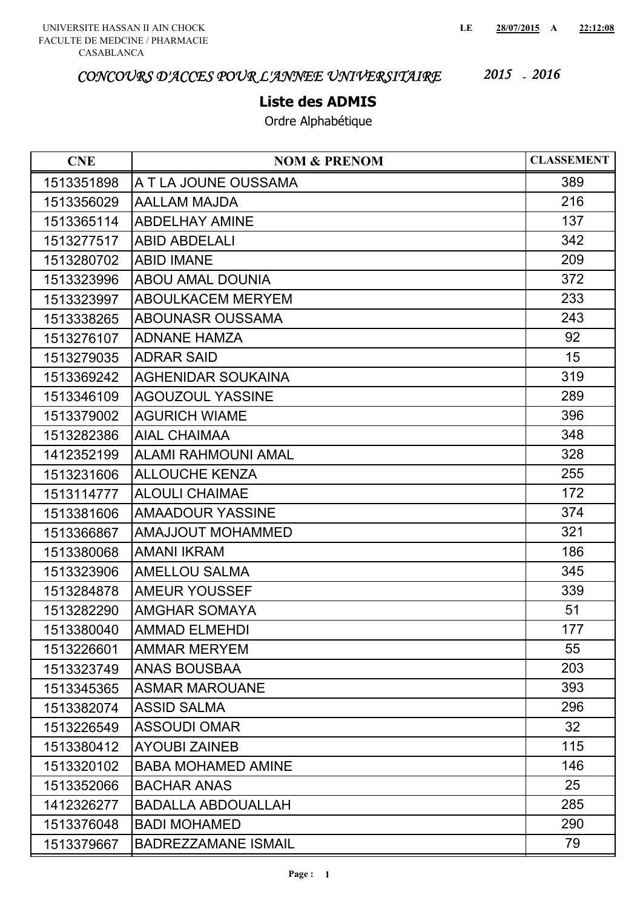UNIVERSITE HASSAN II AIN CHOCK
FACULTE DE MEDCINE / PHARMACIE
CASABLANCA

LE **28/07/2015** A **22:12:08**

# *CONCOURS D'ACCES POUR L'ANNEE UNIVERSITAIRE* *2015 - 2016*

## Liste des ADMIS

Ordre Alphabétique

| CNE | NOM & PRENOM | CLASSEMENT |
|---|---|---|
| 1513351898 | A T LA JOUNE OUSSAMA | 389 |
| 1513356029 | AALLAM MAJDA | 216 |
| 1513365114 | ABDELHAY AMINE | 137 |
| 1513277517 | ABID ABDELALI | 342 |
| 1513280702 | ABID IMANE | 209 |
| 1513323996 | ABOU AMAL DOUNIA | 372 |
| 1513323997 | ABOULKACEM MERYEM | 233 |
| 1513338265 | ABOUNASR OUSSAMA | 243 |
| 1513276107 | ADNANE HAMZA | 92 |
| 1513279035 | ADRAR SAID | 15 |
| 1513369242 | AGHENIDAR SOUKAINA | 319 |
| 1513346109 | AGOUZOUL YASSINE | 289 |
| 1513379002 | AGURICH WIAME | 396 |
| 1513282386 | AIAL CHAIMAA | 348 |
| 1412352199 | ALAMI RAHMOUNI AMAL | 328 |
| 1513231606 | ALLOUCHE KENZA | 255 |
| 1513114777 | ALOULI CHAIMAE | 172 |
| 1513381606 | AMAADOUR YASSINE | 374 |
| 1513366867 | AMAJJOUT MOHAMMED | 321 |
| 1513380068 | AMANI IKRAM | 186 |
| 1513323906 | AMELLOU SALMA | 345 |
| 1513284878 | AMEUR YOUSSEF | 339 |
| 1513282290 | AMGHAR SOMAYA | 51 |
| 1513380040 | AMMAD ELMEHDI | 177 |
| 1513226601 | AMMAR MERYEM | 55 |
| 1513323749 | ANAS BOUSBAA | 203 |
| 1513345365 | ASMAR MAROUANE | 393 |
| 1513382074 | ASSID SALMA | 296 |
| 1513226549 | ASSOUDI OMAR | 32 |
| 1513380412 | AYOUBI ZAINEB | 115 |
| 1513320102 | BABA MOHAMED AMINE | 146 |
| 1513352066 | BACHAR ANAS | 25 |
| 1412326277 | BADALLA ABDOUALLAH | 285 |
| 1513376048 | BADI MOHAMED | 290 |
| 1513379667 | BADREZZAMANE ISMAIL | 79 |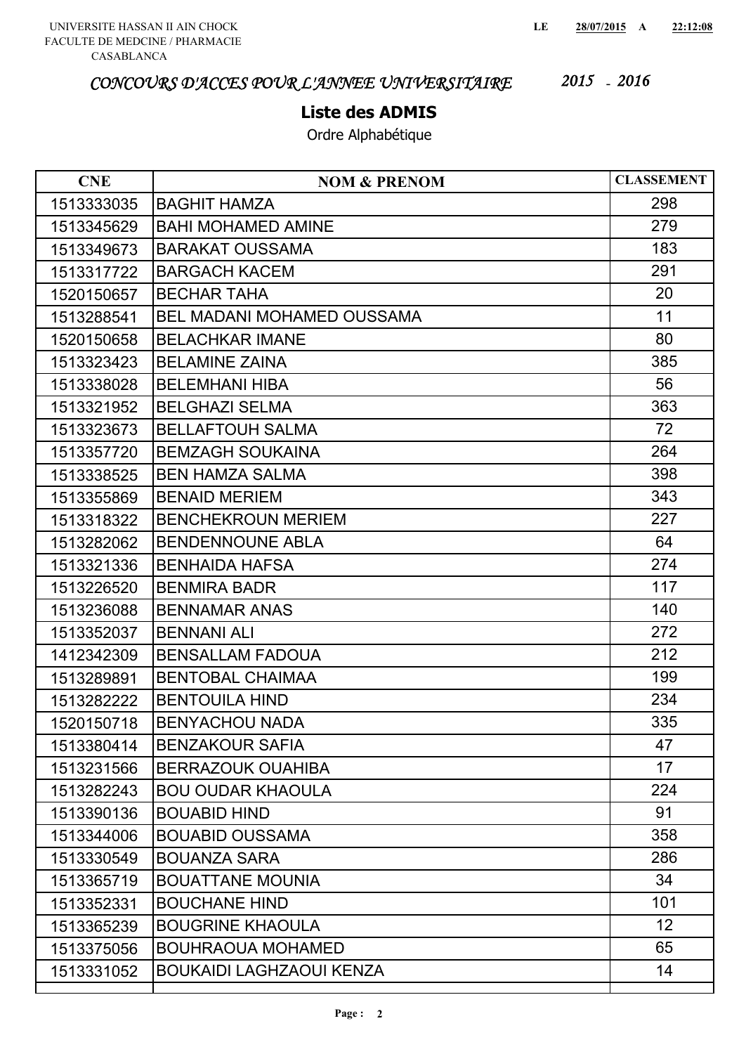UNIVERSITE HASSAN II AIN CHOCK
FACULTE DE MEDCINE / PHARMACIE
CASABLANCA

LE **28/07/2015** A **22:12:08**

*CONCOURS D'ACCES POUR L'ANNEE UNIVERSITAIRE* *2015 - 2016*

## Liste des ADMIS

Ordre Alphabétique

| CNE | NOM & PRENOM | CLASSEMENT |
|---|---|---|
| 1513333035 | BAGHIT HAMZA | 298 |
| 1513345629 | BAHI MOHAMED AMINE | 279 |
| 1513349673 | BARAKAT OUSSAMA | 183 |
| 1513317722 | BARGACH KACEM | 291 |
| 1520150657 | BECHAR TAHA | 20 |
| 1513288541 | BEL MADANI MOHAMED OUSSAMA | 11 |
| 1520150658 | BELACHKAR IMANE | 80 |
| 1513323423 | BELAMINE ZAINA | 385 |
| 1513338028 | BELEMHANI HIBA | 56 |
| 1513321952 | BELGHAZI SELMA | 363 |
| 1513323673 | BELLAFTOUH SALMA | 72 |
| 1513357720 | BEMZAGH SOUKAINA | 264 |
| 1513338525 | BEN HAMZA SALMA | 398 |
| 1513355869 | BENAID MERIEM | 343 |
| 1513318322 | BENCHEKROUN MERIEM | 227 |
| 1513282062 | BENDENNOUNE ABLA | 64 |
| 1513321336 | BENHAIDA HAFSA | 274 |
| 1513226520 | BENMIRA BADR | 117 |
| 1513236088 | BENNAMAR ANAS | 140 |
| 1513352037 | BENNANI ALI | 272 |
| 1412342309 | BENSALLAM FADOUA | 212 |
| 1513289891 | BENTOBAL CHAIMAA | 199 |
| 1513282222 | BENTOUILA HIND | 234 |
| 1520150718 | BENYACHOU NADA | 335 |
| 1513380414 | BENZAKOUR SAFIA | 47 |
| 1513231566 | BERRAZOUK OUAHIBA | 17 |
| 1513282243 | BOU OUDAR KHAOULA | 224 |
| 1513390136 | BOUABID HIND | 91 |
| 1513344006 | BOUABID OUSSAMA | 358 |
| 1513330549 | BOUANZA SARA | 286 |
| 1513365719 | BOUATTANE MOUNIA | 34 |
| 1513352331 | BOUCHANE HIND | 101 |
| 1513365239 | BOUGRINE KHAOULA | 12 |
| 1513375056 | BOUHRAOUA MOHAMED | 65 |
| 1513331052 | BOUKAIDI LAGHZAOUI KENZA | 14 |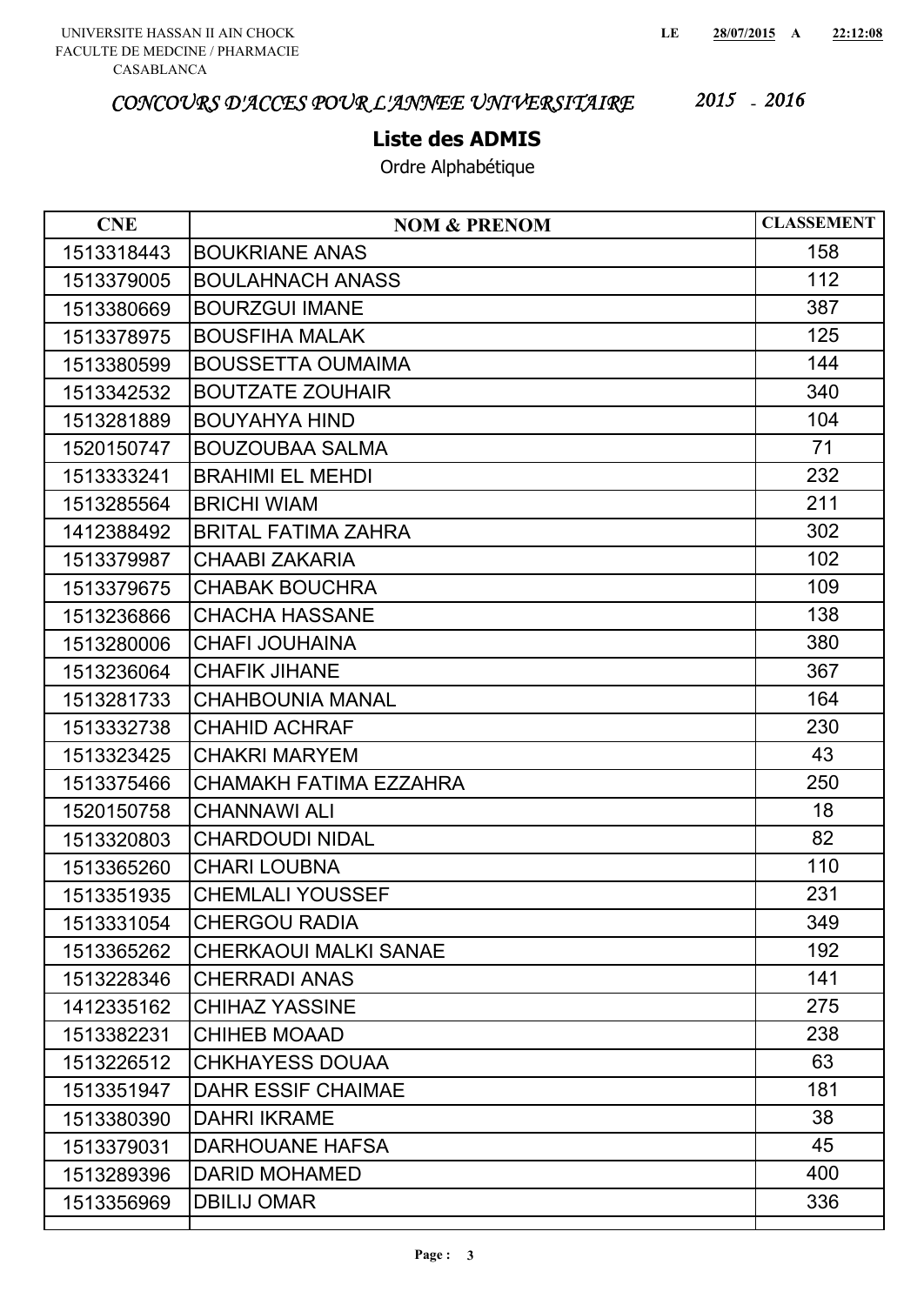UNIVERSITE HASSAN II AIN CHOCK
FACULTE DE MEDCINE / PHARMACIE
CASABLANCA

LE 28/07/2015 A 22:12:08

*CONCOURS D'ACCES POUR L'ANNEE UNIVERSITAIRE 2015 - 2016*

## Liste des ADMIS

Ordre Alphabétique

| CNE | NOM & PRENOM | CLASSEMENT |
|---|---|---|
| 1513318443 | BOUKRIANE ANAS | 158 |
| 1513379005 | BOULAHNACH ANASS | 112 |
| 1513380669 | BOURZGUI IMANE | 387 |
| 1513378975 | BOUSFIHA MALAK | 125 |
| 1513380599 | BOUSSETTA OUMAIMA | 144 |
| 1513342532 | BOUTZATE ZOUHAIR | 340 |
| 1513281889 | BOUYAHYA HIND | 104 |
| 1520150747 | BOUZOUBAA SALMA | 71 |
| 1513333241 | BRAHIMI EL MEHDI | 232 |
| 1513285564 | BRICHI WIAM | 211 |
| 1412388492 | BRITAL FATIMA ZAHRA | 302 |
| 1513379987 | CHAABI ZAKARIA | 102 |
| 1513379675 | CHABAK BOUCHRA | 109 |
| 1513236866 | CHACHA HASSANE | 138 |
| 1513280006 | CHAFI JOUHAINA | 380 |
| 1513236064 | CHAFIK JIHANE | 367 |
| 1513281733 | CHAHBOUNIA MANAL | 164 |
| 1513332738 | CHAHID ACHRAF | 230 |
| 1513323425 | CHAKRI MARYEM | 43 |
| 1513375466 | CHAMAKH FATIMA EZZAHRA | 250 |
| 1520150758 | CHANNAWI ALI | 18 |
| 1513320803 | CHARDOUDI NIDAL | 82 |
| 1513365260 | CHARI LOUBNA | 110 |
| 1513351935 | CHEMLALI YOUSSEF | 231 |
| 1513331054 | CHERGOU RADIA | 349 |
| 1513365262 | CHERKAOUI MALKI SANAE | 192 |
| 1513228346 | CHERRADI ANAS | 141 |
| 1412335162 | CHIHAZ YASSINE | 275 |
| 1513382231 | CHIHEB MOAAD | 238 |
| 1513226512 | CHKHAYESS DOUAA | 63 |
| 1513351947 | DAHR ESSIF CHAIMAE | 181 |
| 1513380390 | DAHRI IKRAME | 38 |
| 1513379031 | DARHOUANE HAFSA | 45 |
| 1513289396 | DARID MOHAMED | 400 |
| 1513356969 | DBILIJ OMAR | 336 |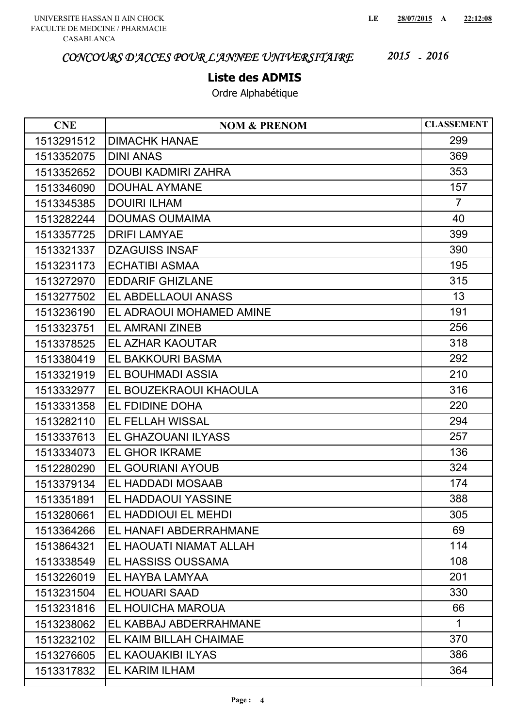UNIVERSITE HASSAN II AIN CHOCK
FACULTE DE MEDCINE / PHARMACIE
CASABLANCA

**LE 28/07/2015 A 22:12:08**

## *CONCOURS D'ACCES POUR L'ANNEE UNIVERSITAIRE 2015 - 2016*

### Liste des ADMIS

Ordre Alphabétique

| CNE | NOM & PRENOM | CLASSEMENT |
|---|---|---|
| 1513291512 | DIMACHK HANAE | 299 |
| 1513352075 | DINI ANAS | 369 |
| 1513352652 | DOUBI KADMIRI ZAHRA | 353 |
| 1513346090 | DOUHAL AYMANE | 157 |
| 1513345385 | DOUIRI ILHAM | 7 |
| 1513282244 | DOUMAS OUMAIMA | 40 |
| 1513357725 | DRIFI LAMYAE | 399 |
| 1513321337 | DZAGUISS INSAF | 390 |
| 1513231173 | ECHATIBI ASMAA | 195 |
| 1513272970 | EDDARIF GHIZLANE | 315 |
| 1513277502 | EL ABDELLAOUI ANASS | 13 |
| 1513236190 | EL ADRAOUI MOHAMED AMINE | 191 |
| 1513323751 | EL AMRANI ZINEB | 256 |
| 1513378525 | EL AZHAR KAOUTAR | 318 |
| 1513380419 | EL BAKKOURI BASMA | 292 |
| 1513321919 | EL BOUHMADI ASSIA | 210 |
| 1513332977 | EL BOUZEKRAOUI KHAOULA | 316 |
| 1513331358 | EL FDIDINE DOHA | 220 |
| 1513282110 | EL FELLAH WISSAL | 294 |
| 1513337613 | EL GHAZOUANI ILYASS | 257 |
| 1513334073 | EL GHOR IKRAME | 136 |
| 1512280290 | EL GOURIANI AYOUB | 324 |
| 1513379134 | EL HADDADI MOSAAB | 174 |
| 1513351891 | EL HADDAOUI YASSINE | 388 |
| 1513280661 | EL HADDIOUI EL MEHDI | 305 |
| 1513364266 | EL HANAFI ABDERRAHMANE | 69 |
| 1513864321 | EL HAOUATI NIAMAT ALLAH | 114 |
| 1513338549 | EL HASSISS OUSSAMA | 108 |
| 1513226019 | EL HAYBA LAMYAA | 201 |
| 1513231504 | EL HOUARI SAAD | 330 |
| 1513231816 | EL HOUICHA MAROUA | 66 |
| 1513238062 | EL KABBAJ ABDERRAHMANE | 1 |
| 1513232102 | EL KAIM BILLAH CHAIMAE | 370 |
| 1513276605 | EL KAOUAKIBI ILYAS | 386 |
| 1513317832 | EL KARIM ILHAM | 364 |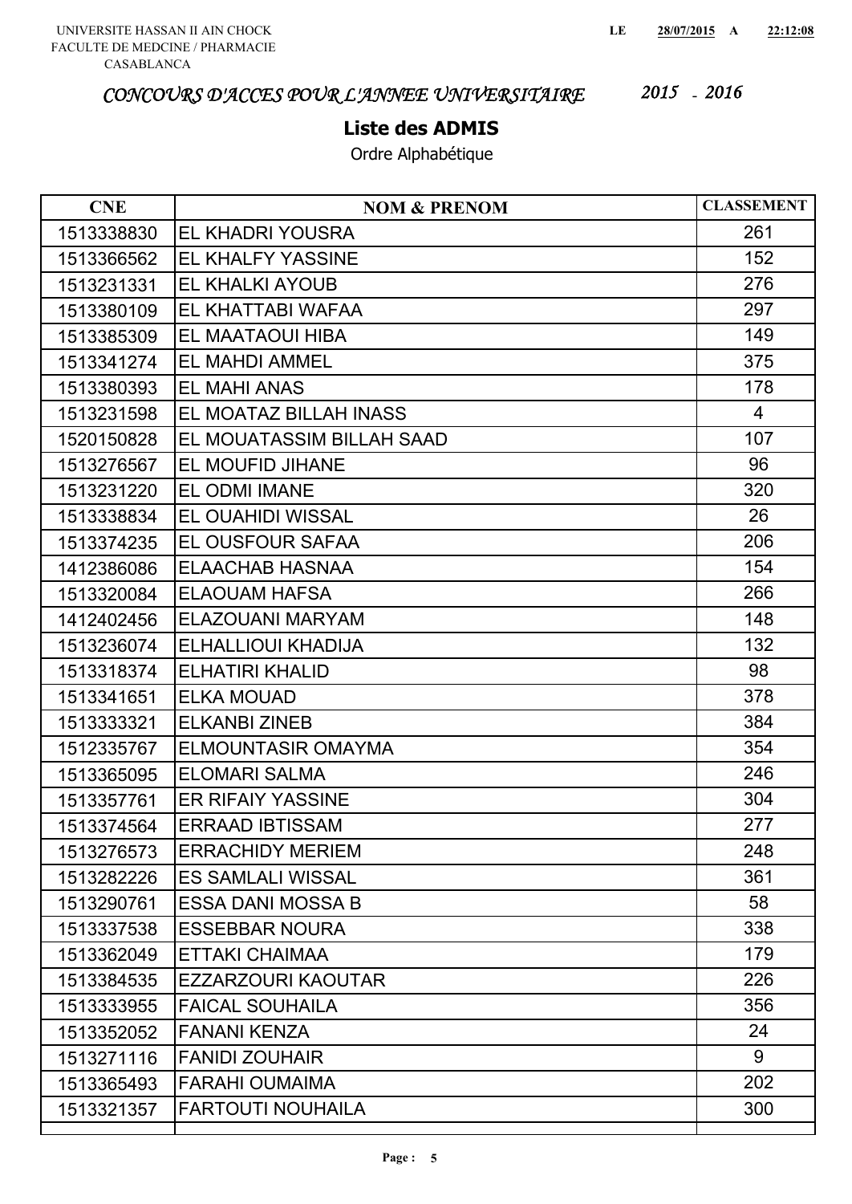UNIVERSITE HASSAN II AIN CHOCK
FACULTE DE MEDCINE / PHARMACIE
CASABLANCA

LE 28/07/2015 A 22:12:08

*CONCOURS D'ACCES POUR L'ANNEE UNIVERSITAIRE 2015 - 2016*

## Liste des ADMIS

Ordre Alphabétique

| CNE | NOM & PRENOM | CLASSEMENT |
|---|---|---|
| 1513338830 | EL KHADRI YOUSRA | 261 |
| 1513366562 | EL KHALFY YASSINE | 152 |
| 1513231331 | EL KHALKI AYOUB | 276 |
| 1513380109 | EL KHATTABI WAFAA | 297 |
| 1513385309 | EL MAATAOUI HIBA | 149 |
| 1513341274 | EL MAHDI AMMEL | 375 |
| 1513380393 | EL MAHI ANAS | 178 |
| 1513231598 | EL MOATAZ BILLAH INASS | 4 |
| 1520150828 | EL MOUATASSIM BILLAH SAAD | 107 |
| 1513276567 | EL MOUFID JIHANE | 96 |
| 1513231220 | EL ODMI IMANE | 320 |
| 1513338834 | EL OUAHIDI WISSAL | 26 |
| 1513374235 | EL OUSFOUR SAFAA | 206 |
| 1412386086 | ELAACHAB HASNAA | 154 |
| 1513320084 | ELAOUAM HAFSA | 266 |
| 1412402456 | ELAZOUANI MARYAM | 148 |
| 1513236074 | ELHALLIOUI KHADIJA | 132 |
| 1513318374 | ELHATIRI KHALID | 98 |
| 1513341651 | ELKA MOUAD | 378 |
| 1513333321 | ELKANBI ZINEB | 384 |
| 1512335767 | ELMOUNTASIR OMAYMA | 354 |
| 1513365095 | ELOMARI SALMA | 246 |
| 1513357761 | ER RIFAIY YASSINE | 304 |
| 1513374564 | ERRAAD IBTISSAM | 277 |
| 1513276573 | ERRACHIDY MERIEM | 248 |
| 1513282226 | ES SAMLALI WISSAL | 361 |
| 1513290761 | ESSA DANI MOSSA B | 58 |
| 1513337538 | ESSEBBAR NOURA | 338 |
| 1513362049 | ETTAKI CHAIMAA | 179 |
| 1513384535 | EZZARZOURI KAOUTAR | 226 |
| 1513333955 | FAICAL SOUHAILA | 356 |
| 1513352052 | FANANI KENZA | 24 |
| 1513271116 | FANIDI ZOUHAIR | 9 |
| 1513365493 | FARAHI OUMAIMA | 202 |
| 1513321357 | FARTOUTI NOUHAILA | 300 |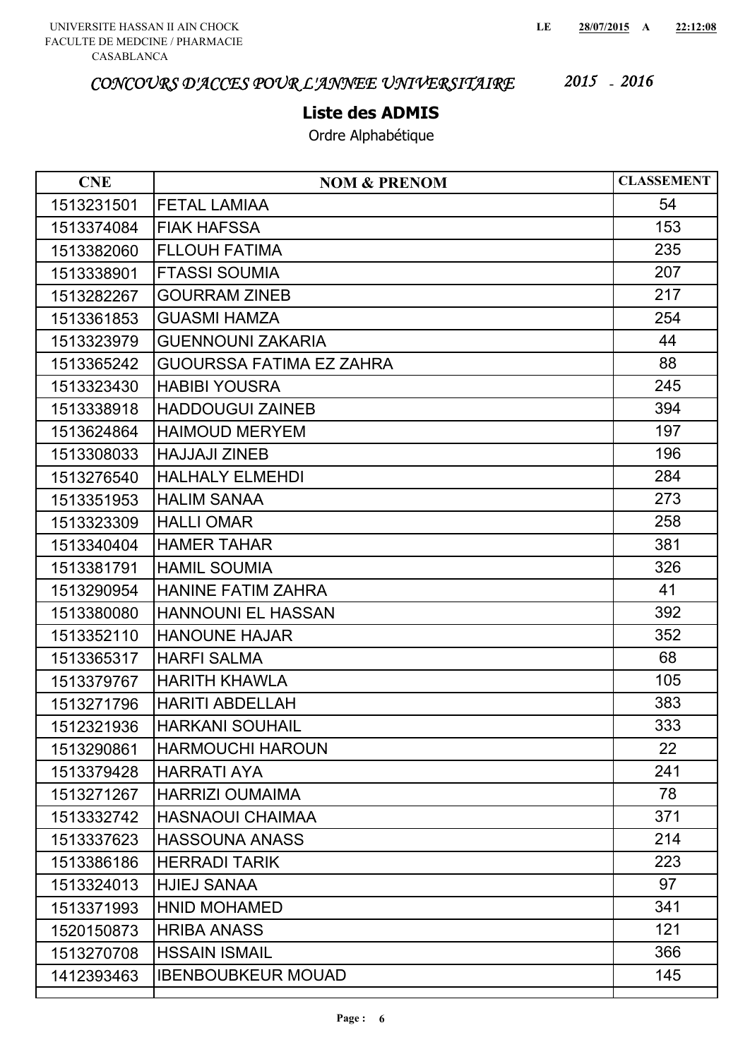UNIVERSITE HASSAN II AIN CHOCK
FACULTE DE MEDCINE / PHARMACIE
CASABLANCA

LE 28/07/2015 A 22:12:08

*CONCOURS D'ACCES POUR L'ANNEE UNIVERSITAIRE 2015 - 2016*

## Liste des ADMIS

Ordre Alphabétique

| CNE | NOM & PRENOM | CLASSEMENT |
|---|---|---|
| 1513231501 | FETAL LAMIAA | 54 |
| 1513374084 | FIAK HAFSSA | 153 |
| 1513382060 | FLLOUH FATIMA | 235 |
| 1513338901 | FTASSI SOUMIA | 207 |
| 1513282267 | GOURRAM ZINEB | 217 |
| 1513361853 | GUASMI HAMZA | 254 |
| 1513323979 | GUENNOUNI ZAKARIA | 44 |
| 1513365242 | GUOURSSA FATIMA EZ ZAHRA | 88 |
| 1513323430 | HABIBI YOUSRA | 245 |
| 1513338918 | HADDOUGUI ZAINEB | 394 |
| 1513624864 | HAIMOUD MERYEM | 197 |
| 1513308033 | HAJJAJI ZINEB | 196 |
| 1513276540 | HALHALY ELMEHDI | 284 |
| 1513351953 | HALIM SANAA | 273 |
| 1513323309 | HALLI OMAR | 258 |
| 1513340404 | HAMER TAHAR | 381 |
| 1513381791 | HAMIL SOUMIA | 326 |
| 1513290954 | HANINE FATIM ZAHRA | 41 |
| 1513380080 | HANNOUNI EL HASSAN | 392 |
| 1513352110 | HANOUNE HAJAR | 352 |
| 1513365317 | HARFI SALMA | 68 |
| 1513379767 | HARITH KHAWLA | 105 |
| 1513271796 | HARITI ABDELLAH | 383 |
| 1512321936 | HARKANI SOUHAIL | 333 |
| 1513290861 | HARMOUCHI HAROUN | 22 |
| 1513379428 | HARRATI AYA | 241 |
| 1513271267 | HARRIZI OUMAIMA | 78 |
| 1513332742 | HASNAOUI CHAIMAA | 371 |
| 1513337623 | HASSOUNA ANASS | 214 |
| 1513386186 | HERRADI TARIK | 223 |
| 1513324013 | HJIEJ SANAA | 97 |
| 1513371993 | HNID MOHAMED | 341 |
| 1520150873 | HRIBA ANASS | 121 |
| 1513270708 | HSSAIN ISMAIL | 366 |
| 1412393463 | IBENBOUBKEUR MOUAD | 145 |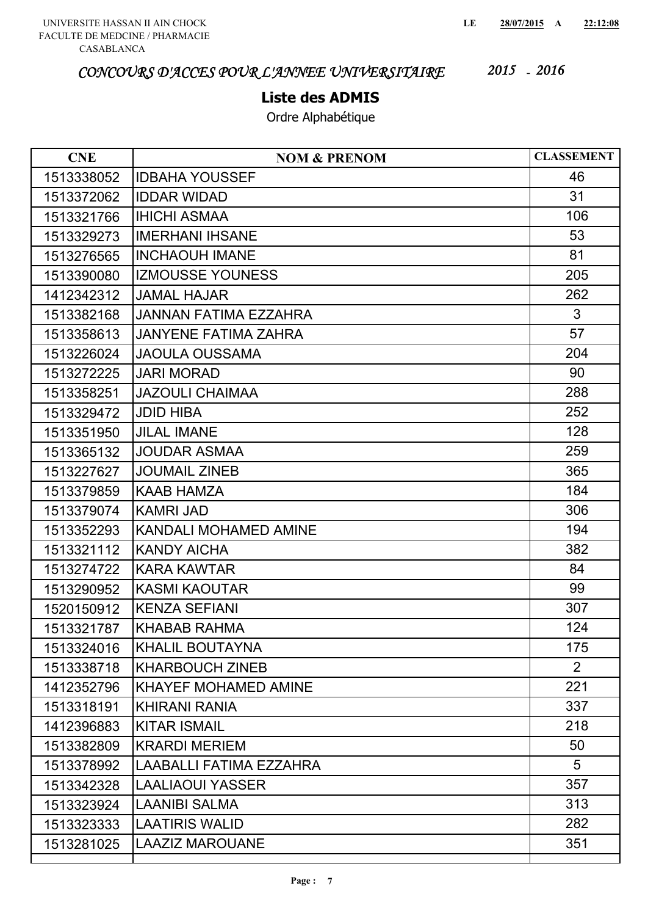UNIVERSITE HASSAN II AIN CHOCK
FACULTE DE MEDCINE / PHARMACIE
CASABLANCA

LE 28/07/2015 A 22:12:08

*CONCOURS D'ACCES POUR L'ANNEE UNIVERSITAIRE 2015 - 2016*

## Liste des ADMIS

Ordre Alphabétique

| CNE | NOM & PRENOM | CLASSEMENT |
|---|---|---|
| 1513338052 | IDBAHA YOUSSEF | 46 |
| 1513372062 | IDDAR WIDAD | 31 |
| 1513321766 | IHICHI ASMAA | 106 |
| 1513329273 | IMERHANI IHSANE | 53 |
| 1513276565 | INCHAOUH IMANE | 81 |
| 1513390080 | IZMOUSSE YOUNESS | 205 |
| 1412342312 | JAMAL HAJAR | 262 |
| 1513382168 | JANNAN FATIMA EZZAHRA | 3 |
| 1513358613 | JANYENE FATIMA ZAHRA | 57 |
| 1513226024 | JAOULA OUSSAMA | 204 |
| 1513272225 | JARI MORAD | 90 |
| 1513358251 | JAZOULI CHAIMAA | 288 |
| 1513329472 | JDID HIBA | 252 |
| 1513351950 | JILAL IMANE | 128 |
| 1513365132 | JOUDAR ASMAA | 259 |
| 1513227627 | JOUMAIL ZINEB | 365 |
| 1513379859 | KAAB HAMZA | 184 |
| 1513379074 | KAMRI JAD | 306 |
| 1513352293 | KANDALI MOHAMED AMINE | 194 |
| 1513321112 | KANDY AICHA | 382 |
| 1513274722 | KARA KAWTAR | 84 |
| 1513290952 | KASMI KAOUTAR | 99 |
| 1520150912 | KENZA SEFIANI | 307 |
| 1513321787 | KHABAB RAHMA | 124 |
| 1513324016 | KHALIL BOUTAYNA | 175 |
| 1513338718 | KHARBOUCH ZINEB | 2 |
| 1412352796 | KHAYEF MOHAMED AMINE | 221 |
| 1513318191 | KHIRANI RANIA | 337 |
| 1412396883 | KITAR ISMAIL | 218 |
| 1513382809 | KRARDI MERIEM | 50 |
| 1513378992 | LAABALLI FATIMA EZZAHRA | 5 |
| 1513342328 | LAALIAOUI YASSER | 357 |
| 1513323924 | LAANIBI SALMA | 313 |
| 1513323333 | LAATIRIS WALID | 282 |
| 1513281025 | LAAZIZ MAROUANE | 351 |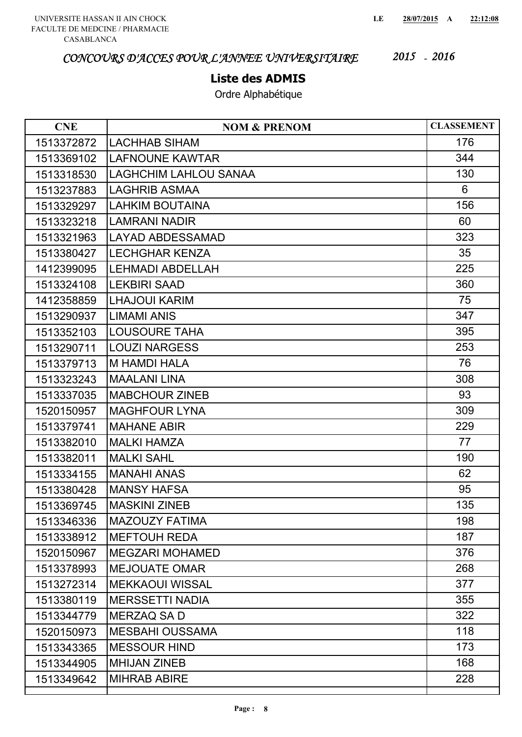UNIVERSITE HASSAN II AIN CHOCK
FACULTE DE MEDCINE / PHARMACIE
CASABLANCA

LE 28/07/2015 A 22:12:08

*CONCOURS D'ACCES POUR L'ANNEE UNIVERSITAIRE 2015 - 2016*

## Liste des ADMIS

Ordre Alphabétique

| CNE | NOM & PRENOM | CLASSEMENT |
|---|---|---|
| 1513372872 | LACHHAB SIHAM | 176 |
| 1513369102 | LAFNOUNE KAWTAR | 344 |
| 1513318530 | LAGHCHIM LAHLOU SANAA | 130 |
| 1513237883 | LAGHRIB ASMAA | 6 |
| 1513329297 | LAHKIM BOUTAINA | 156 |
| 1513323218 | LAMRANI NADIR | 60 |
| 1513321963 | LAYAD ABDESSAMAD | 323 |
| 1513380427 | LECHGHAR KENZA | 35 |
| 1412399095 | LEHMADI ABDELLAH | 225 |
| 1513324108 | LEKBIRI SAAD | 360 |
| 1412358859 | LHAJOUI KARIM | 75 |
| 1513290937 | LIMAMI ANIS | 347 |
| 1513352103 | LOUSOURE TAHA | 395 |
| 1513290711 | LOUZI NARGESS | 253 |
| 1513379713 | M HAMDI HALA | 76 |
| 1513323243 | MAALANI LINA | 308 |
| 1513337035 | MABCHOUR ZINEB | 93 |
| 1520150957 | MAGHFOUR LYNA | 309 |
| 1513379741 | MAHANE ABIR | 229 |
| 1513382010 | MALKI HAMZA | 77 |
| 1513382011 | MALKI SAHL | 190 |
| 1513334155 | MANAHI ANAS | 62 |
| 1513380428 | MANSY HAFSA | 95 |
| 1513369745 | MASKINI ZINEB | 135 |
| 1513346336 | MAZOUZY FATIMA | 198 |
| 1513338912 | MEFTOUH REDA | 187 |
| 1520150967 | MEGZARI MOHAMED | 376 |
| 1513378993 | MEJOUATE OMAR | 268 |
| 1513272314 | MEKKAOUI WISSAL | 377 |
| 1513380119 | MERSSETTI NADIA | 355 |
| 1513344779 | MERZAQ SA D | 322 |
| 1520150973 | MESBAHI OUSSAMA | 118 |
| 1513343365 | MESSOUR HIND | 173 |
| 1513344905 | MHIJAN ZINEB | 168 |
| 1513349642 | MIHRAB ABIRE | 228 |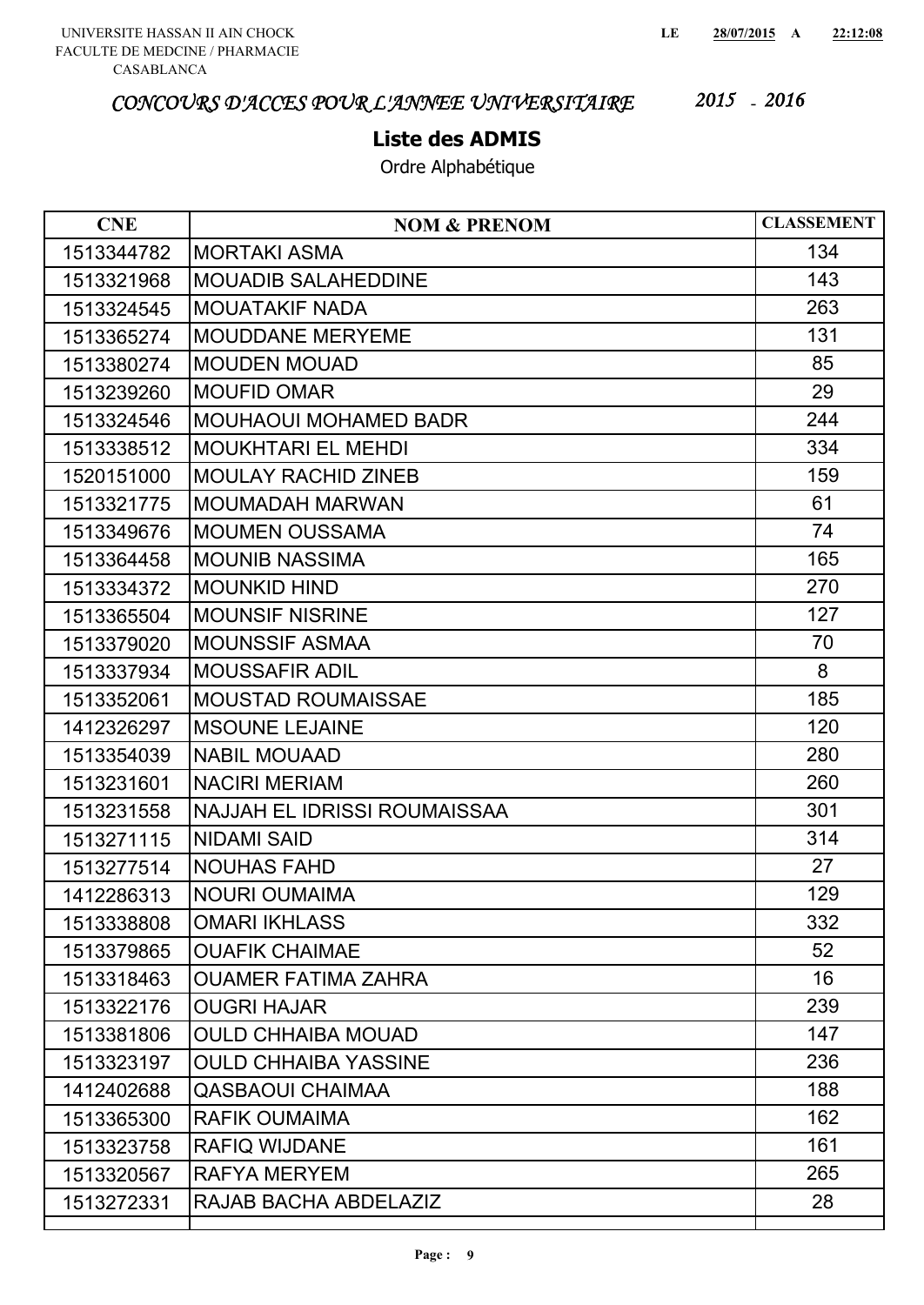UNIVERSITE HASSAN II AIN CHOCK
FACULTE DE MEDCINE / PHARMACIE
CASABLANCA

LE 28/07/2015 A 22:12:08

*CONCOURS D'ACCES POUR L'ANNEE UNIVERSITAIRE 2015 - 2016*

## Liste des ADMIS

Ordre Alphabétique

| CNE | NOM & PRENOM | CLASSEMENT |
|---|---|---|
| 1513344782 | MORTAKI ASMA | 134 |
| 1513321968 | MOUADIB SALAHEDDINE | 143 |
| 1513324545 | MOUATAKIF NADA | 263 |
| 1513365274 | MOUDDANE MERYEME | 131 |
| 1513380274 | MOUDEN MOUAD | 85 |
| 1513239260 | MOUFID OMAR | 29 |
| 1513324546 | MOUHAOUI MOHAMED BADR | 244 |
| 1513338512 | MOUKHTARI EL MEHDI | 334 |
| 1520151000 | MOULAY RACHID ZINEB | 159 |
| 1513321775 | MOUMADAH MARWAN | 61 |
| 1513349676 | MOUMEN OUSSAMA | 74 |
| 1513364458 | MOUNIB NASSIMA | 165 |
| 1513334372 | MOUNKID HIND | 270 |
| 1513365504 | MOUNSIF NISRINE | 127 |
| 1513379020 | MOUNSSIF ASMAA | 70 |
| 1513337934 | MOUSSAFIR ADIL | 8 |
| 1513352061 | MOUSTAD ROUMAISSAE | 185 |
| 1412326297 | MSOUNE LEJAINE | 120 |
| 1513354039 | NABIL MOUAAD | 280 |
| 1513231601 | NACIRI MERIAM | 260 |
| 1513231558 | NAJJAH EL IDRISSI ROUMAISSAA | 301 |
| 1513271115 | NIDAMI SAID | 314 |
| 1513277514 | NOUHAS FAHD | 27 |
| 1412286313 | NOURI OUMAIMA | 129 |
| 1513338808 | OMARI IKHLASS | 332 |
| 1513379865 | OUAFIK CHAIMAE | 52 |
| 1513318463 | OUAMER FATIMA ZAHRA | 16 |
| 1513322176 | OUGRI HAJAR | 239 |
| 1513381806 | OULD CHHAIBA MOUAD | 147 |
| 1513323197 | OULD CHHAIBA YASSINE | 236 |
| 1412402688 | QASBAOUI CHAIMAA | 188 |
| 1513365300 | RAFIK OUMAIMA | 162 |
| 1513323758 | RAFIQ WIJDANE | 161 |
| 1513320567 | RAFYA MERYEM | 265 |
| 1513272331 | RAJAB BACHA ABDELAZIZ | 28 |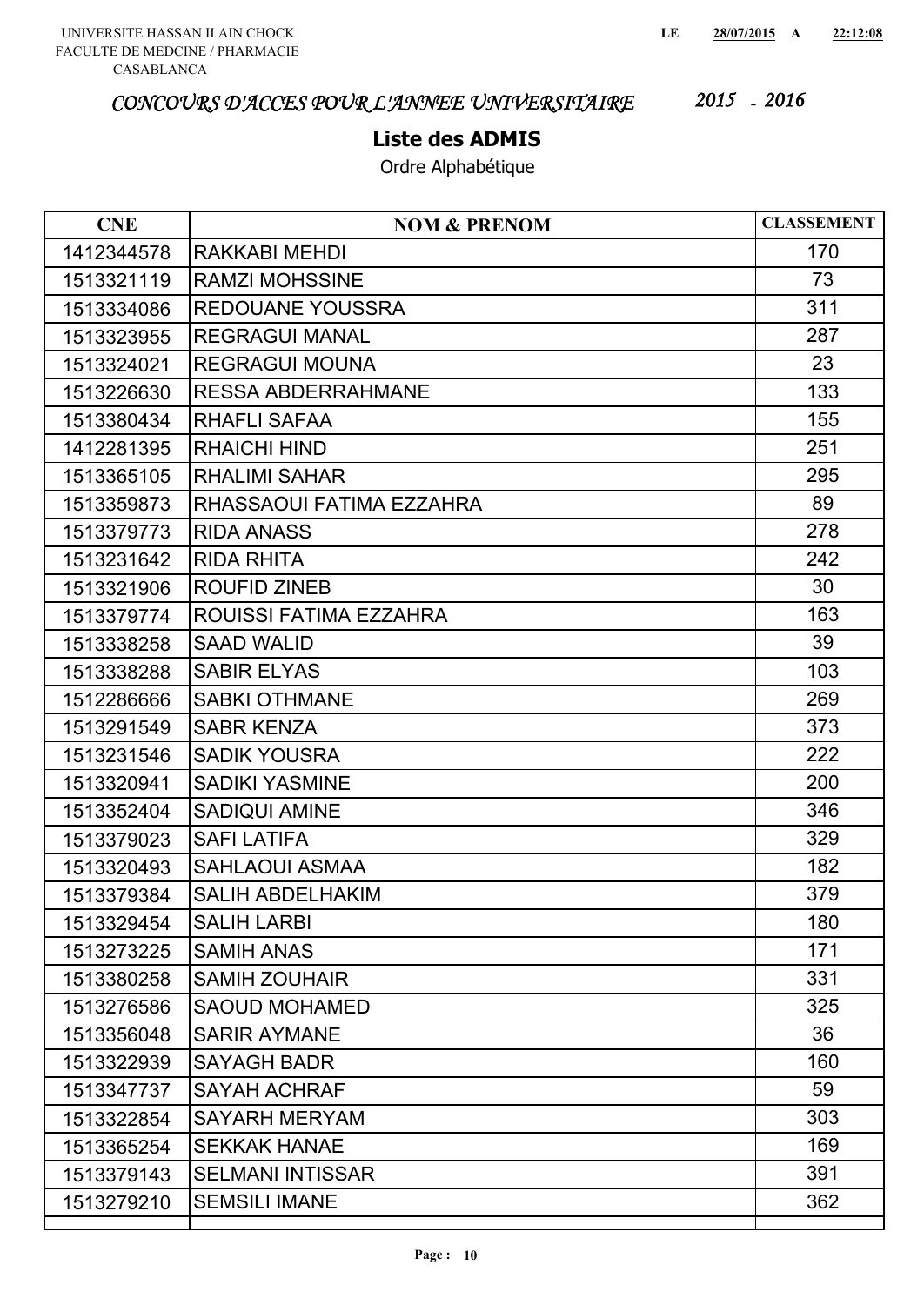UNIVERSITE HASSAN II AIN CHOCK
FACULTE DE MEDCINE / PHARMACIE
CASABLANCA

LE 28/07/2015 A 22:12:08

*CONCOURS D'ACCES POUR L'ANNEE UNIVERSITAIRE 2015 - 2016*

## Liste des ADMIS

Ordre Alphabétique

| CNE | NOM & PRENOM | CLASSEMENT |
|---|---|---|
| 1412344578 | RAKKABI MEHDI | 170 |
| 1513321119 | RAMZI MOHSSINE | 73 |
| 1513334086 | REDOUANE YOUSSRA | 311 |
| 1513323955 | REGRAGUI MANAL | 287 |
| 1513324021 | REGRAGUI MOUNA | 23 |
| 1513226630 | RESSA ABDERRAHMANE | 133 |
| 1513380434 | RHAFLI SAFAA | 155 |
| 1412281395 | RHAICHI HIND | 251 |
| 1513365105 | RHALIMI SAHAR | 295 |
| 1513359873 | RHASSAOUI FATIMA EZZAHRA | 89 |
| 1513379773 | RIDA ANASS | 278 |
| 1513231642 | RIDA RHITA | 242 |
| 1513321906 | ROUFID ZINEB | 30 |
| 1513379774 | ROUISSI FATIMA EZZAHRA | 163 |
| 1513338258 | SAAD WALID | 39 |
| 1513338288 | SABIR ELYAS | 103 |
| 1512286666 | SABKI OTHMANE | 269 |
| 1513291549 | SABR KENZA | 373 |
| 1513231546 | SADIK YOUSRA | 222 |
| 1513320941 | SADIKI YASMINE | 200 |
| 1513352404 | SADIQUI AMINE | 346 |
| 1513379023 | SAFI LATIFA | 329 |
| 1513320493 | SAHLAOUI ASMAA | 182 |
| 1513379384 | SALIH ABDELHAKIM | 379 |
| 1513329454 | SALIH LARBI | 180 |
| 1513273225 | SAMIH ANAS | 171 |
| 1513380258 | SAMIH ZOUHAIR | 331 |
| 1513276586 | SAOUD MOHAMED | 325 |
| 1513356048 | SARIR AYMANE | 36 |
| 1513322939 | SAYAGH BADR | 160 |
| 1513347737 | SAYAH ACHRAF | 59 |
| 1513322854 | SAYARH MERYAM | 303 |
| 1513365254 | SEKKAK HANAE | 169 |
| 1513379143 | SELMANI INTISSAR | 391 |
| 1513279210 | SEMSILI IMANE | 362 |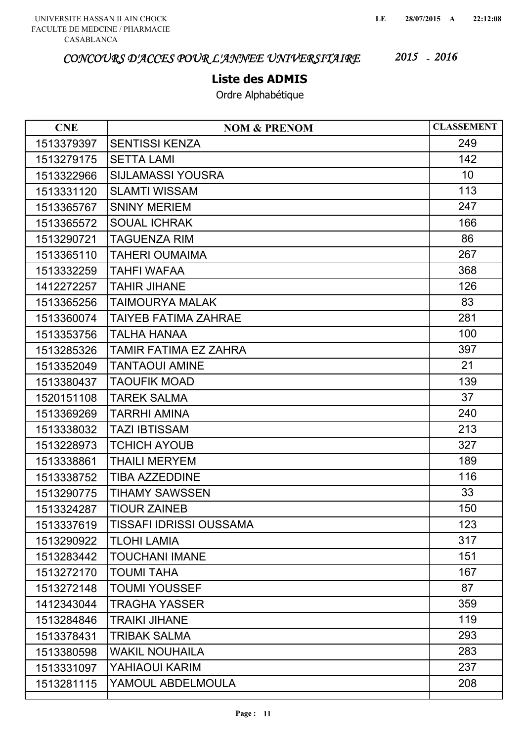UNIVERSITE HASSAN II AIN CHOCK
FACULTE DE MEDCINE / PHARMACIE
CASABLANCA

LE 28/07/2015 A 22:12:08

*CONCOURS D'ACCES POUR L'ANNEE UNIVERSITAIRE 2015 - 2016*

## Liste des ADMIS

Ordre Alphabétique

| CNE | NOM & PRENOM | CLASSEMENT |
|---|---|---|
| 1513379397 | SENTISSI KENZA | 249 |
| 1513279175 | SETTA LAMI | 142 |
| 1513322966 | SIJLAMASSI YOUSRA | 10 |
| 1513331120 | SLAMTI WISSAM | 113 |
| 1513365767 | SNINY MERIEM | 247 |
| 1513365572 | SOUAL ICHRAK | 166 |
| 1513290721 | TAGUENZA RIM | 86 |
| 1513365110 | TAHERI OUMAIMA | 267 |
| 1513332259 | TAHFI WAFAA | 368 |
| 1412272257 | TAHIR JIHANE | 126 |
| 1513365256 | TAIMOURYA MALAK | 83 |
| 1513360074 | TAIYEB FATIMA ZAHRAE | 281 |
| 1513353756 | TALHA HANAA | 100 |
| 1513285326 | TAMIR FATIMA EZ ZAHRA | 397 |
| 1513352049 | TANTAOUI AMINE | 21 |
| 1513380437 | TAOUFIK MOAD | 139 |
| 1520151108 | TAREK SALMA | 37 |
| 1513369269 | TARRHI AMINA | 240 |
| 1513338032 | TAZI IBTISSAM | 213 |
| 1513228973 | TCHICH AYOUB | 327 |
| 1513338861 | THAILI MERYEM | 189 |
| 1513338752 | TIBA AZZEDDINE | 116 |
| 1513290775 | TIHAMY SAWSSEN | 33 |
| 1513324287 | TIOUR ZAINEB | 150 |
| 1513337619 | TISSAFI IDRISSI OUSSAMA | 123 |
| 1513290922 | TLOHI LAMIA | 317 |
| 1513283442 | TOUCHANI IMANE | 151 |
| 1513272170 | TOUMI TAHA | 167 |
| 1513272148 | TOUMI YOUSSEF | 87 |
| 1412343044 | TRAGHA YASSER | 359 |
| 1513284846 | TRAIKI JIHANE | 119 |
| 1513378431 | TRIBAK SALMA | 293 |
| 1513380598 | WAKIL NOUHAILA | 283 |
| 1513331097 | YAHIAOUI KARIM | 237 |
| 1513281115 | YAMOUL ABDELMOULA | 208 |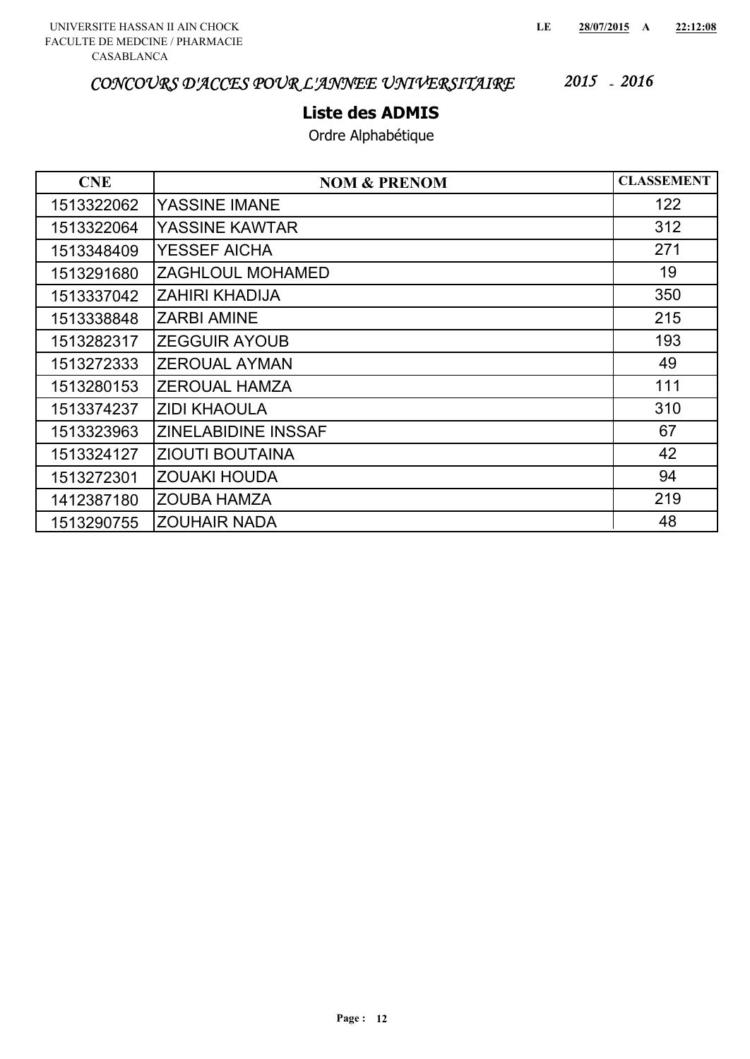UNIVERSITE HASSAN II AIN CHOCK
FACULTE DE MEDCINE / PHARMACIE
CASABLANCA

LE 28/07/2015 A 22:12:08

# *CONCOURS D'ACCES POUR L'ANNEE UNIVERSITAIRE 2015 - 2016*

## Liste des ADMIS

Ordre Alphabétique

| CNE | NOM & PRENOM | CLASSEMENT |
|---|---|---|
| 1513322062 | YASSINE IMANE | 122 |
| 1513322064 | YASSINE KAWTAR | 312 |
| 1513348409 | YESSEF AICHA | 271 |
| 1513291680 | ZAGHLOUL MOHAMED | 19 |
| 1513337042 | ZAHIRI KHADIJA | 350 |
| 1513338848 | ZARBI AMINE | 215 |
| 1513282317 | ZEGGUIR AYOUB | 193 |
| 1513272333 | ZEROUAL AYMAN | 49 |
| 1513280153 | ZEROUAL HAMZA | 111 |
| 1513374237 | ZIDI KHAOULA | 310 |
| 1513323963 | ZINELABIDINE INSSAF | 67 |
| 1513324127 | ZIOUTI BOUTAINA | 42 |
| 1513272301 | ZOUAKI HOUDA | 94 |
| 1412387180 | ZOUBA HAMZA | 219 |
| 1513290755 | ZOUHAIR NADA | 48 |